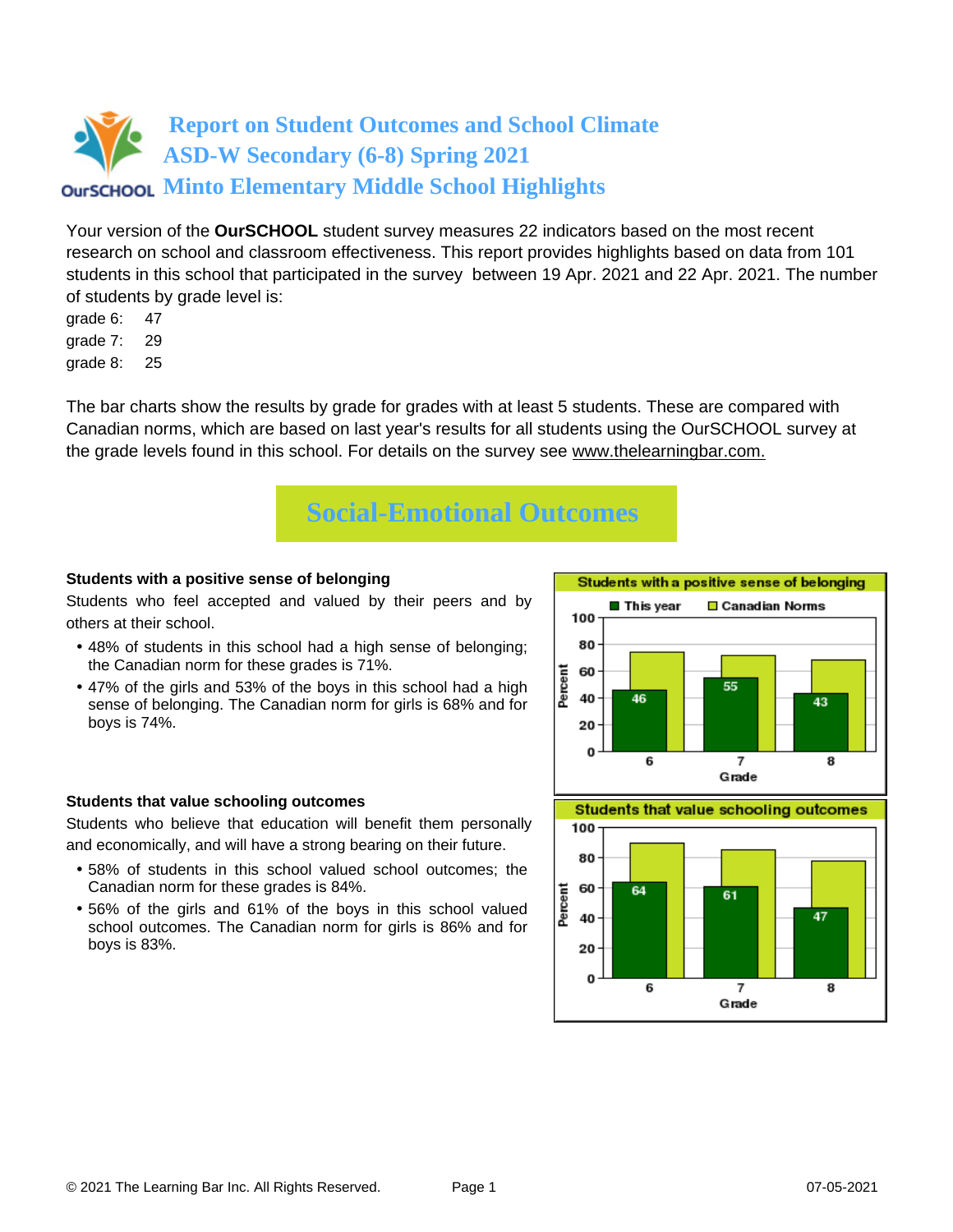# Report on Student Outcomes and School Climate
# ASD-W Secondary (6-8) Spring 2021
# Minto Elementary Middle School Highlights

Your version of the **OurSCHOOL** student survey measures 22 indicators based on the most recent research on school and classroom effectiveness. This report provides highlights based on data from 101 students in this school that participated in the survey between 19 Apr. 2021 and 22 Apr. 2021. The number of students by grade level is:

grade 6: 47
grade 7: 29
grade 8: 25

The bar charts show the results by grade for grades with at least 5 students. These are compared with Canadian norms, which are based on last year's results for all students using the OurSCHOOL survey at the grade levels found in this school. For details on the survey see www.thelearningbar.com.

## Social-Emotional Outcomes

**Students with a positive sense of belonging**

Students who feel accepted and valued by their peers and by others at their school.

- 48% of students in this school had a high sense of belonging; the Canadian norm for these grades is 71%.
- 47% of the girls and 53% of the boys in this school had a high sense of belonging. The Canadian norm for girls is 68% and for boys is 74%.

**Students with a positive sense of belonging** (Percent)

| Grade | This year | Canadian Norms |
|---|---|---|
| 6 | 46 | |
| 7 | 55 | |
| 8 | 43 | |

**Students that value schooling outcomes**

Students who believe that education will benefit them personally and economically, and will have a strong bearing on their future.

- 58% of students in this school valued school outcomes; the Canadian norm for these grades is 84%.
- 56% of the girls and 61% of the boys in this school valued school outcomes. The Canadian norm for girls is 86% and for boys is 83%.

**Students that value schooling outcomes** (Percent)

| Grade | This year | Canadian Norms |
|---|---|---|
| 6 | 64 | |
| 7 | 61 | |
| 8 | 47 | |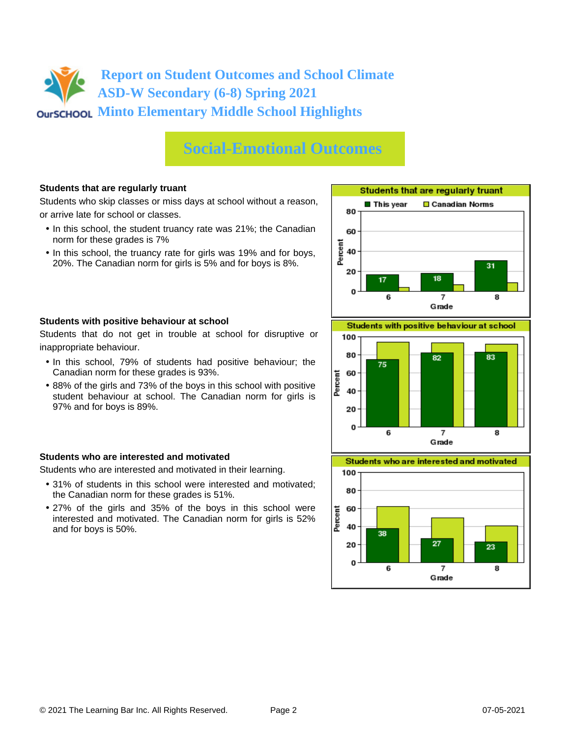# Report on Student Outcomes and School Climate
# ASD-W Secondary (6-8) Spring 2021
# Minto Elementary Middle School Highlights

## Social-Emotional Outcomes

**Students that are regularly truant**

Students who skip classes or miss days at school without a reason, or arrive late for school or classes.

- In this school, the student truancy rate was 21%; the Canadian norm for these grades is 7%
- In this school, the truancy rate for girls was 19% and for boys, 20%. The Canadian norm for girls is 5% and for boys is 8%.

**Students that are regularly truant**

| Grade | This year | Canadian Norms |
|---|---|---|
| 6 | 17 | |
| 7 | 18 | |
| 8 | 31 | |

**Students with positive behaviour at school**

Students that do not get in trouble at school for disruptive or inappropriate behaviour.

- In this school, 79% of students had positive behaviour; the Canadian norm for these grades is 93%.
- 88% of the girls and 73% of the boys in this school with positive student behaviour at school. The Canadian norm for girls is 97% and for boys is 89%.

**Students with positive behaviour at school**

| Grade | This year | Canadian Norms |
|---|---|---|
| 6 | 75 | |
| 7 | 82 | |
| 8 | 83 | |

**Students who are interested and motivated**

Students who are interested and motivated in their learning.

- 31% of students in this school were interested and motivated; the Canadian norm for these grades is 51%.
- 27% of the girls and 35% of the boys in this school were interested and motivated. The Canadian norm for girls is 52% and for boys is 50%.

**Students who are interested and motivated**

| Grade | This year | Canadian Norms |
|---|---|---|
| 6 | 38 | |
| 7 | 27 | |
| 8 | 23 | |

© 2021 The Learning Bar Inc. All Rights Reserved. 07-05-2021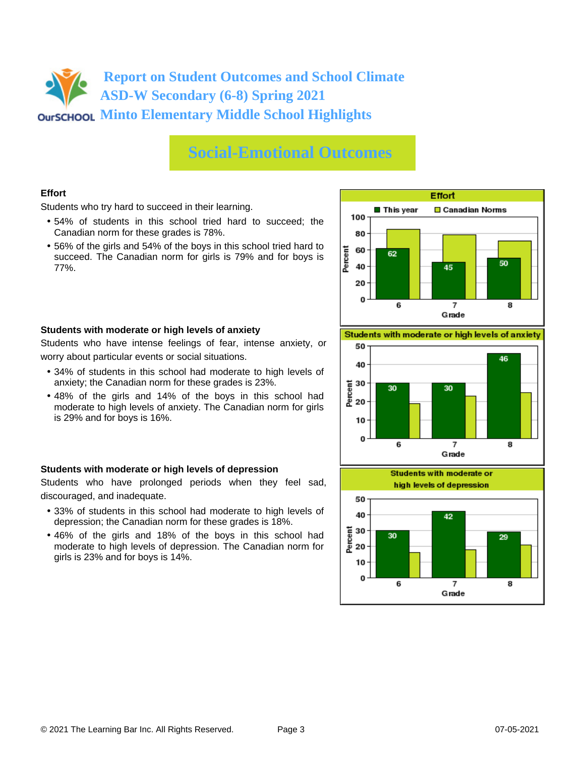# Report on Student Outcomes and School Climate
## ASD-W Secondary (6-8) Spring 2021
## Minto Elementary Middle School Highlights

## Social-Emotional Outcomes

### Effort

Students who try hard to succeed in their learning.

- 54% of students in this school tried hard to succeed; the Canadian norm for these grades is 78%.
- 56% of the girls and 54% of the boys in this school tried hard to succeed. The Canadian norm for girls is 79% and for boys is 77%.

**Effort**

| Grade | This year | Canadian Norms |
|---|---|---|
| 6 | 62 | |
| 7 | 45 | |
| 8 | 50 | |

### Students with moderate or high levels of anxiety

Students who have intense feelings of fear, intense anxiety, or worry about particular events or social situations.

- 34% of students in this school had moderate to high levels of anxiety; the Canadian norm for these grades is 23%.
- 48% of the girls and 14% of the boys in this school had moderate to high levels of anxiety. The Canadian norm for girls is 29% and for boys is 16%.

**Students with moderate or high levels of anxiety**

| Grade | This year | Canadian Norms |
|---|---|---|
| 6 | 30 | |
| 7 | 30 | |
| 8 | 46 | |

### Students with moderate or high levels of depression

Students who have prolonged periods when they feel sad, discouraged, and inadequate.

- 33% of students in this school had moderate to high levels of depression; the Canadian norm for these grades is 18%.
- 46% of the girls and 18% of the boys in this school had moderate to high levels of depression. The Canadian norm for girls is 23% and for boys is 14%.

**Students with moderate or high levels of depression**

| Grade | This year | Canadian Norms |
|---|---|---|
| 6 | 30 | |
| 7 | 42 | |
| 8 | 29 | |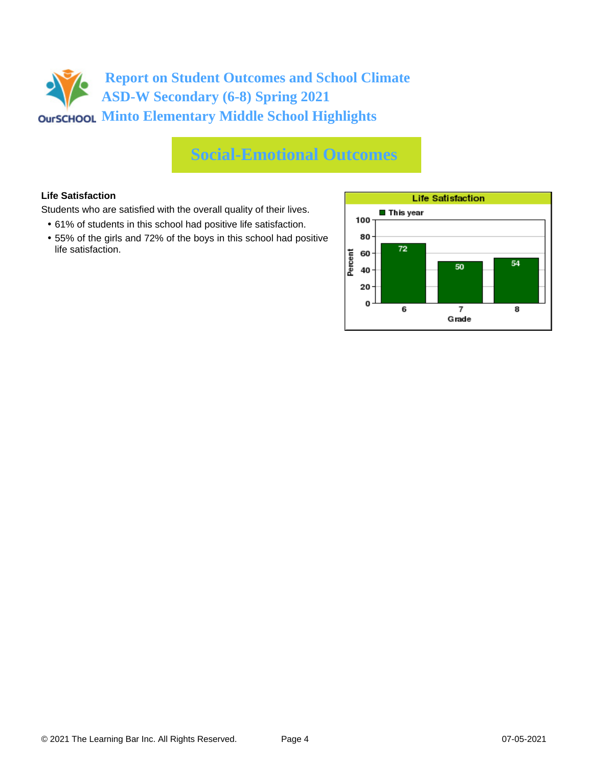# Report on Student Outcomes and School Climate
## ASD-W Secondary (6-8) Spring 2021
## Minto Elementary Middle School Highlights

## Social-Emotional Outcomes

**Life Satisfaction**

Students who are satisfied with the overall quality of their lives.

- 61% of students in this school had positive life satisfaction.
- 55% of the girls and 72% of the boys in this school had positive life satisfaction.

**Life Satisfaction**

| Grade | This year (Percent) |
| --- | --- |
| 6 | 72 |
| 7 | 50 |
| 8 | 54 |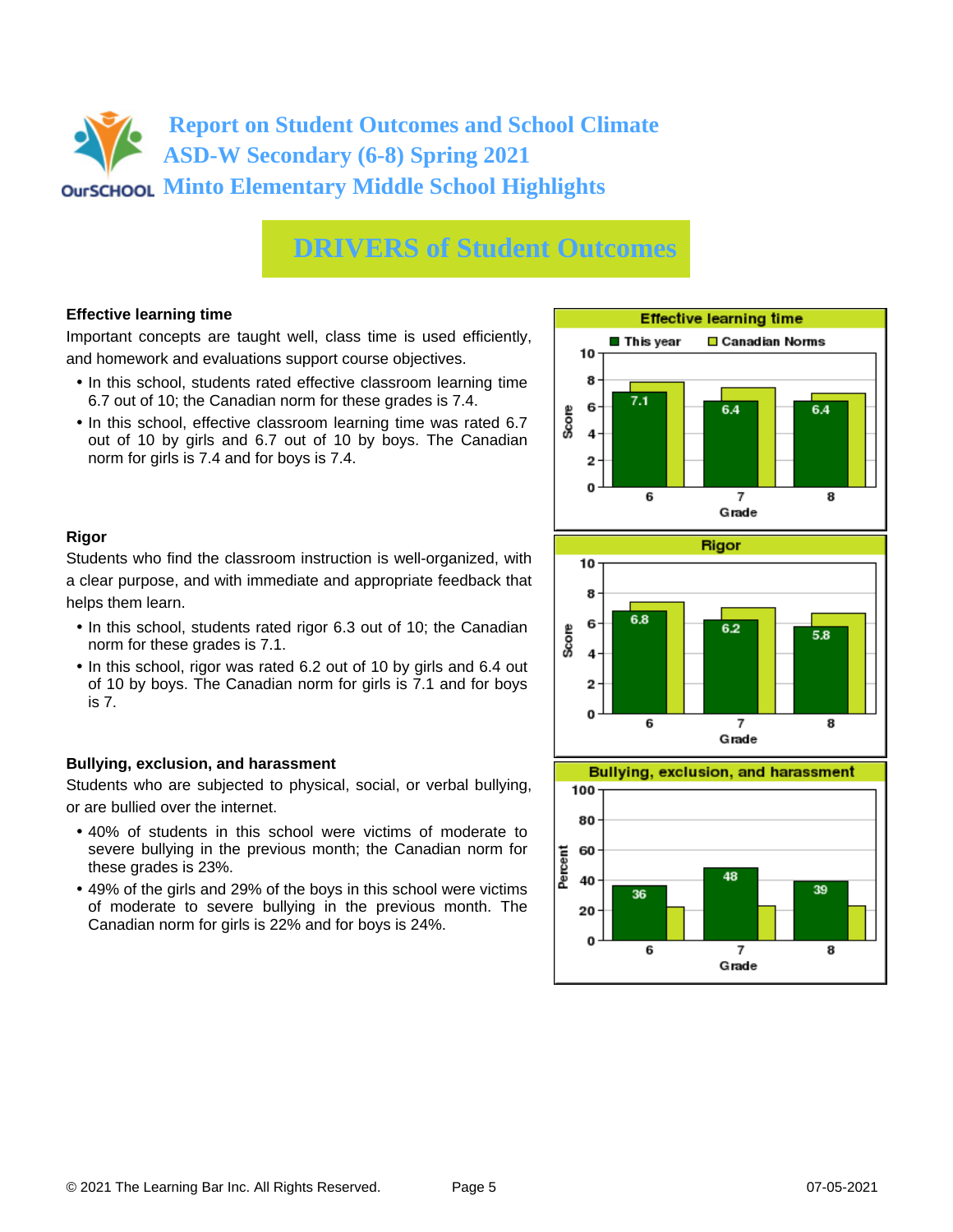# Report on Student Outcomes and School Climate
# ASD-W Secondary (6-8) Spring 2021
# Minto Elementary Middle School Highlights

## DRIVERS of Student Outcomes

### Effective learning time

Important concepts are taught well, class time is used efficiently, and homework and evaluations support course objectives.

- In this school, students rated effective classroom learning time 6.7 out of 10; the Canadian norm for these grades is 7.4.
- In this school, effective classroom learning time was rated 6.7 out of 10 by girls and 6.7 out of 10 by boys. The Canadian norm for girls is 7.4 and for boys is 7.4.

**Effective learning time** (Score)

| Grade | This year | Canadian Norms |
|---|---|---|
| 6 | 7.1 | |
| 7 | 6.4 | |
| 8 | 6.4 | |

### Rigor

Students who find the classroom instruction is well-organized, with a clear purpose, and with immediate and appropriate feedback that helps them learn.

- In this school, students rated rigor 6.3 out of 10; the Canadian norm for these grades is 7.1.
- In this school, rigor was rated 6.2 out of 10 by girls and 6.4 out of 10 by boys. The Canadian norm for girls is 7.1 and for boys is 7.

**Rigor** (Score)

| Grade | This year | Canadian Norms |
|---|---|---|
| 6 | 6.8 | |
| 7 | 6.2 | |
| 8 | 5.8 | |

### Bullying, exclusion, and harassment

Students who are subjected to physical, social, or verbal bullying, or are bullied over the internet.

- 40% of students in this school were victims of moderate to severe bullying in the previous month; the Canadian norm for these grades is 23%.
- 49% of the girls and 29% of the boys in this school were victims of moderate to severe bullying in the previous month. The Canadian norm for girls is 22% and for boys is 24%.

**Bullying, exclusion, and harassment** (Percent)

| Grade | This year | Canadian Norms |
|---|---|---|
| 6 | 36 | |
| 7 | 48 | |
| 8 | 39 | |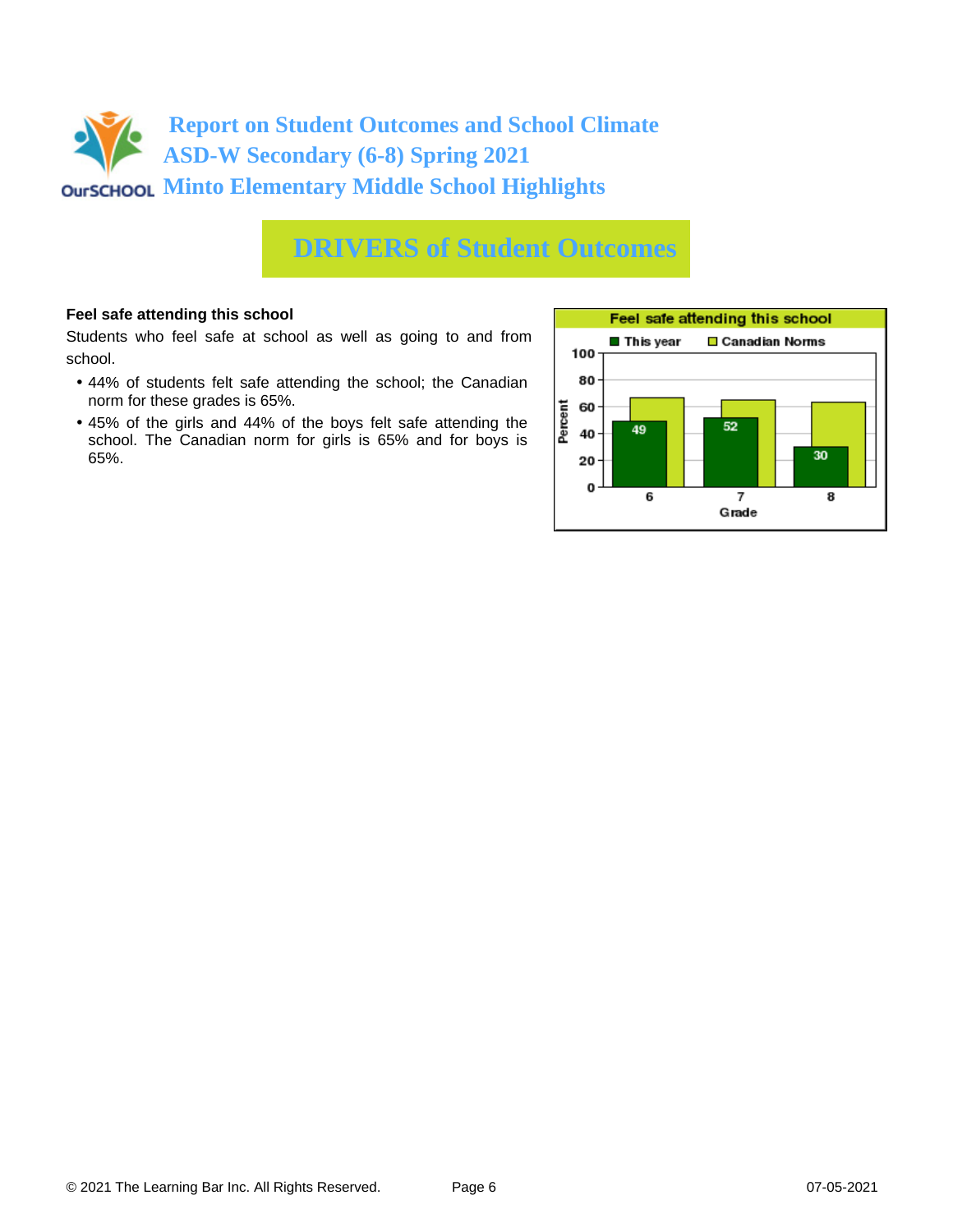# Report on Student Outcomes and School Climate
## ASD-W Secondary (6-8) Spring 2021
## Minto Elementary Middle School Highlights

## DRIVERS of Student Outcomes

**Feel safe attending this school**

Students who feel safe at school as well as going to and from school.

- 44% of students felt safe attending the school; the Canadian norm for these grades is 65%.
- 45% of the girls and 44% of the boys felt safe attending the school. The Canadian norm for girls is 65% and for boys is 65%.

**Feel safe attending this school**

| Grade | This year | Canadian Norms |
|---|---|---|
| 6 | 49 | |
| 7 | 52 | |
| 8 | 30 | |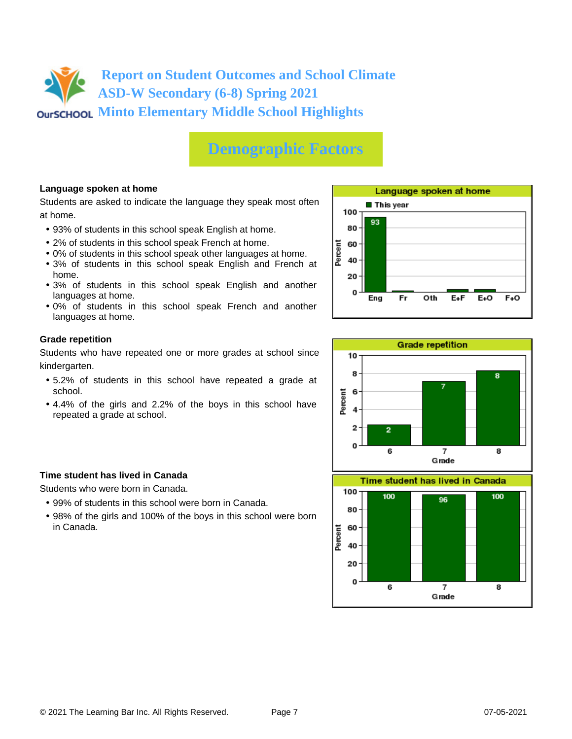# Report on Student Outcomes and School Climate
# ASD-W Secondary (6-8) Spring 2021
# Minto Elementary Middle School Highlights

## Demographic Factors

### Language spoken at home

Students are asked to indicate the language they speak most often at home.

- 93% of students in this school speak English at home.
- 2% of students in this school speak French at home.
- 0% of students in this school speak other languages at home.
- 3% of students in this school speak English and French at home.
- 3% of students in this school speak English and another languages at home.
- 0% of students in this school speak French and another languages at home.

**Language spoken at home**

| | Eng | Fr | Oth | E+F | E+O | F+O |
|---|---|---|---|---|---|---|
| This year (Percent) | 93 | | | | | |

### Grade repetition

Students who have repeated one or more grades at school since kindergarten.

- 5.2% of students in this school have repeated a grade at school.
- 4.4% of the girls and 2.2% of the boys in this school have repeated a grade at school.

**Grade repetition**

| Grade | 6 | 7 | 8 |
|---|---|---|---|
| Percent | 2 | 7 | 8 |

### Time student has lived in Canada

Students who were born in Canada.

- 99% of students in this school were born in Canada.
- 98% of the girls and 100% of the boys in this school were born in Canada.

**Time student has lived in Canada**

| Grade | 6 | 7 | 8 |
|---|---|---|---|
| Percent | 100 | 96 | 100 |

© 2021 The Learning Bar Inc. All Rights Reserved. 07-05-2021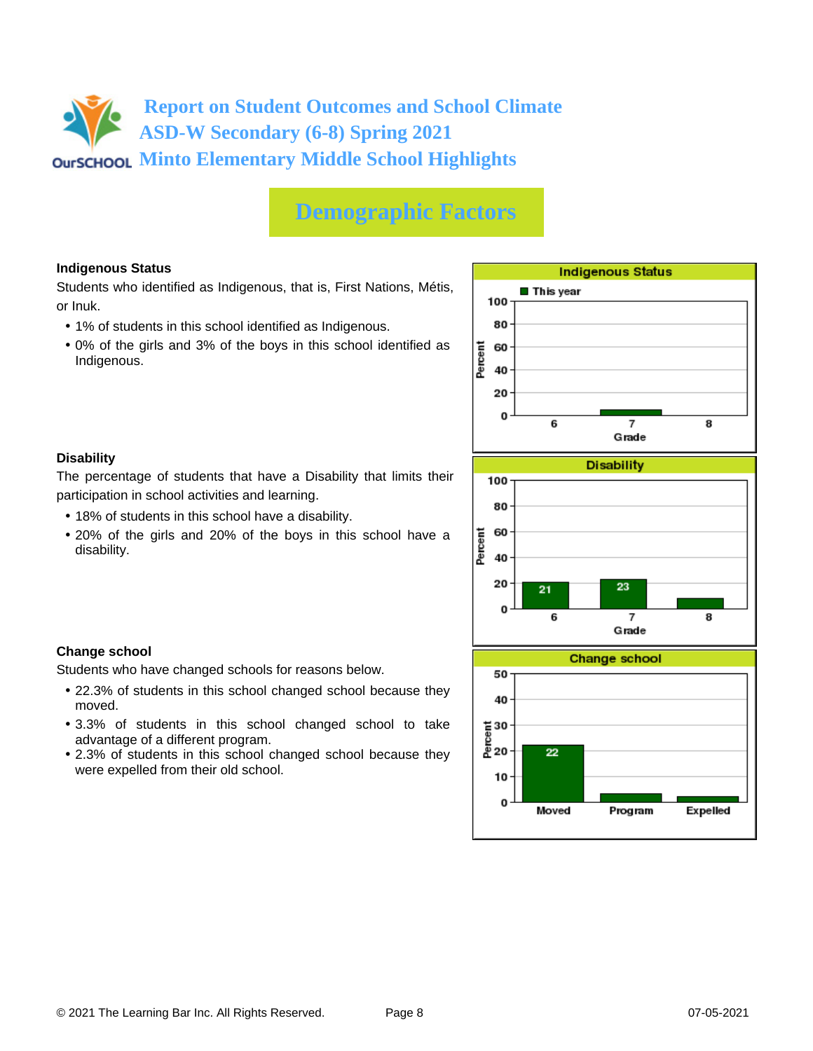# Report on Student Outcomes and School Climate
# ASD-W Secondary (6-8) Spring 2021
# Minto Elementary Middle School Highlights

## Demographic Factors

### Indigenous Status

Students who identified as Indigenous, that is, First Nations, Métis, or Inuk.

- 1% of students in this school identified as Indigenous.
- 0% of the girls and 3% of the boys in this school identified as Indigenous.

### Disability

The percentage of students that have a Disability that limits their participation in school activities and learning.

- 18% of students in this school have a disability.
- 20% of the girls and 20% of the boys in this school have a disability.

### Change school

Students who have changed schools for reasons below.

- 22.3% of students in this school changed school because they moved.
- 3.3% of students in this school changed school to take advantage of a different program.
- 2.3% of students in this school changed school because they were expelled from their old school.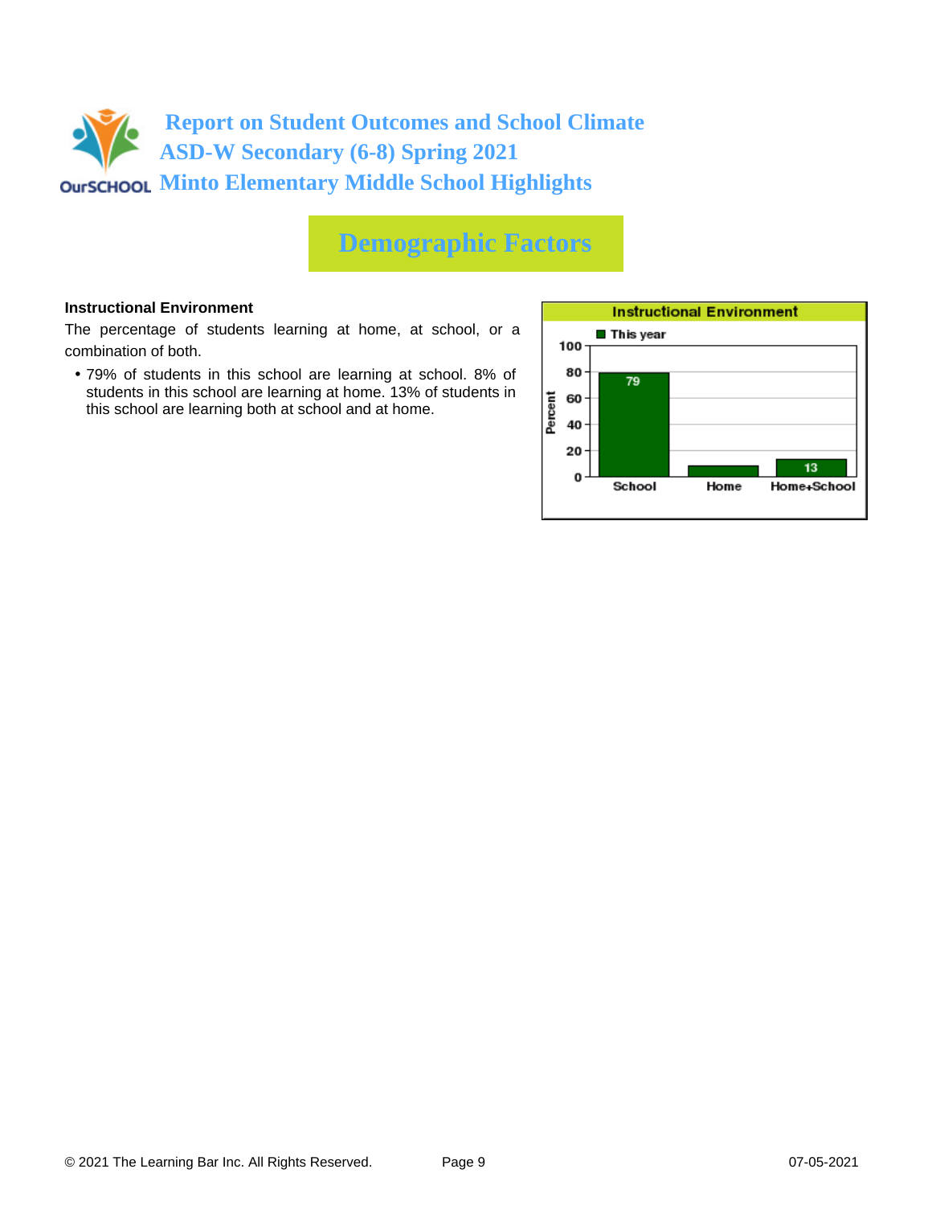# Report on Student Outcomes and School Climate
## ASD-W Secondary (6-8) Spring 2021
## Minto Elementary Middle School Highlights

## Demographic Factors

**Instructional Environment**

The percentage of students learning at home, at school, or a combination of both.

- 79% of students in this school are learning at school. 8% of students in this school are learning at home. 13% of students in this school are learning both at school and at home.

**Instructional Environment**

| | This year (Percent) |
|---|---|
| School | 79 |
| Home | 8 |
| Home+School | 13 |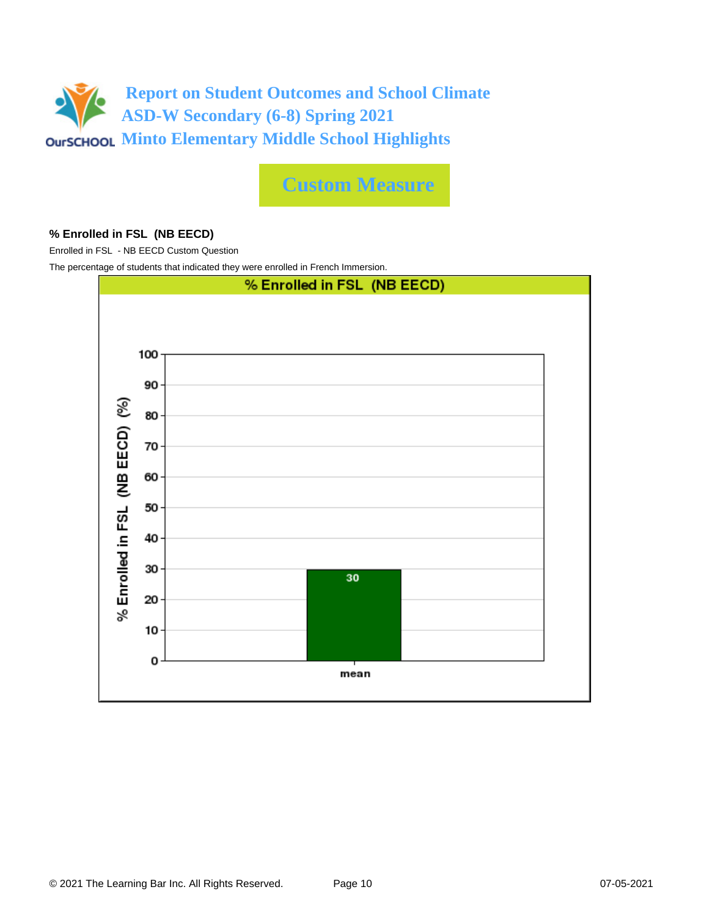# Report on Student Outcomes and School Climate
# ASD-W Secondary (6-8) Spring 2021
# Minto Elementary Middle School Highlights

## Custom Measure

**% Enrolled in FSL (NB EECD)**

Enrolled in FSL - NB EECD Custom Question

The percentage of students that indicated they were enrolled in French Immersion.

**% Enrolled in FSL (NB EECD)**

| | % Enrolled in FSL (NB EECD) (%) |
|---|---|
| mean | 30 |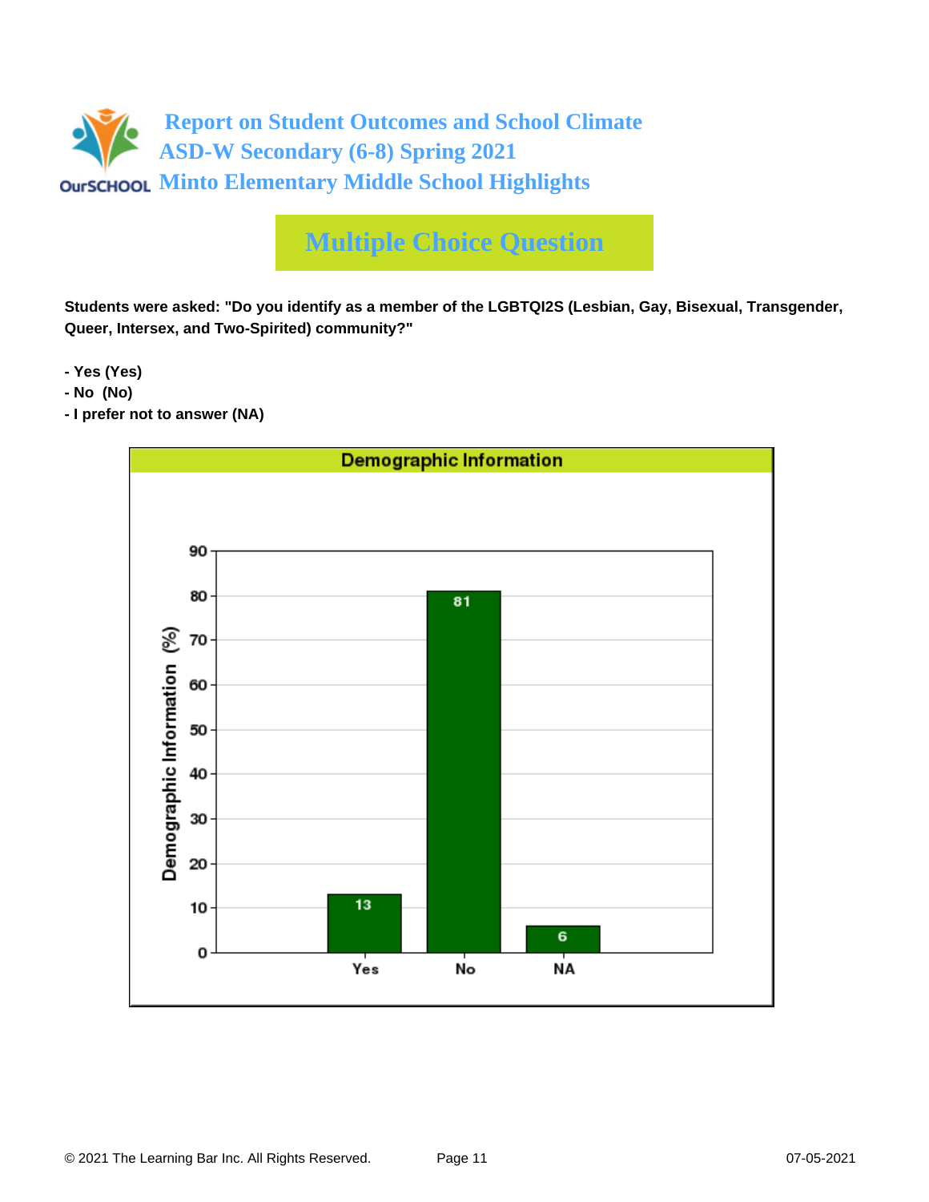# Report on Student Outcomes and School Climate
## ASD-W Secondary (6-8) Spring 2021
## Minto Elementary Middle School Highlights

## Multiple Choice Question

**Students were asked: "Do you identify as a member of the LGBTQI2S (Lesbian, Gay, Bisexual, Transgender, Queer, Intersex, and Two-Spirited) community?"**

- **Yes (Yes)**
- **No (No)**
- **I prefer not to answer (NA)**

**Demographic Information**

| Response | Demographic Information (%) |
|---|---|
| Yes | 13 |
| No | 81 |
| NA | 6 |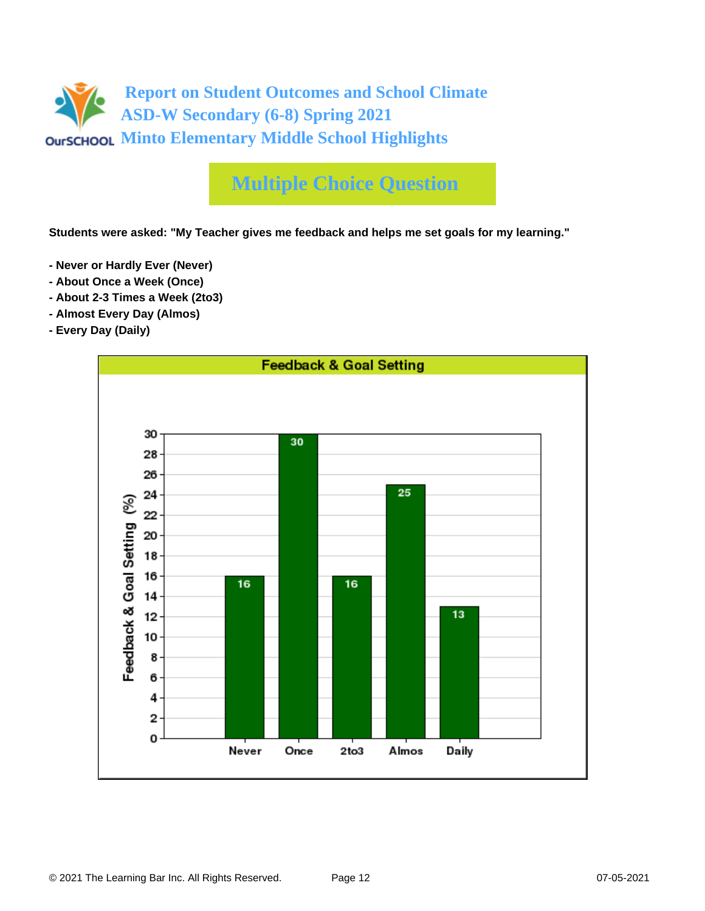# Report on Student Outcomes and School Climate
## ASD-W Secondary (6-8) Spring 2021
## Minto Elementary Middle School Highlights

## Multiple Choice Question

**Students were asked: "My Teacher gives me feedback and helps me set goals for my learning."**

**- Never or Hardly Ever (Never)**
**- About Once a Week (Once)**
**- About 2-3 Times a Week (2to3)**
**- Almost Every Day (Almos)**
**- Every Day (Daily)**

**Feedback & Goal Setting**

| Response | Feedback & Goal Setting (%) |
|---|---|
| Never | 16 |
| Once | 30 |
| 2to3 | 16 |
| Almos | 25 |
| Daily | 13 |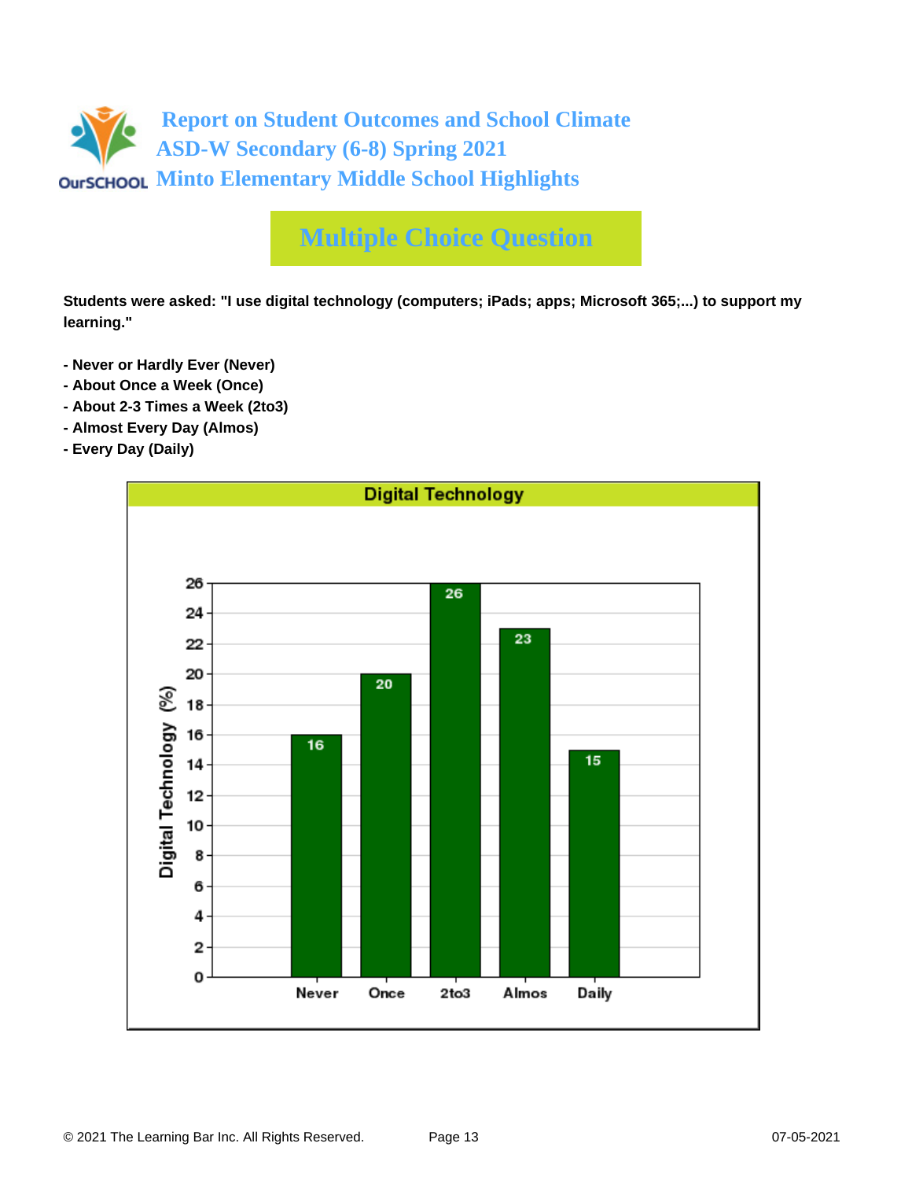# Report on Student Outcomes and School Climate
# ASD-W Secondary (6-8) Spring 2021
# Minto Elementary Middle School Highlights

## Multiple Choice Question

**Students were asked: "I use digital technology (computers; iPads; apps; Microsoft 365;...) to support my learning."**

- **Never or Hardly Ever (Never)**
- **About Once a Week (Once)**
- **About 2-3 Times a Week (2to3)**
- **Almost Every Day (Almos)**
- **Every Day (Daily)**

Digital Technology

Digital Technology (%)

0
2
4
6
8
10
12
14
16
18
20
22
24
26

16
20
26
23
15

Never
Once
2to3
Almos
Daily